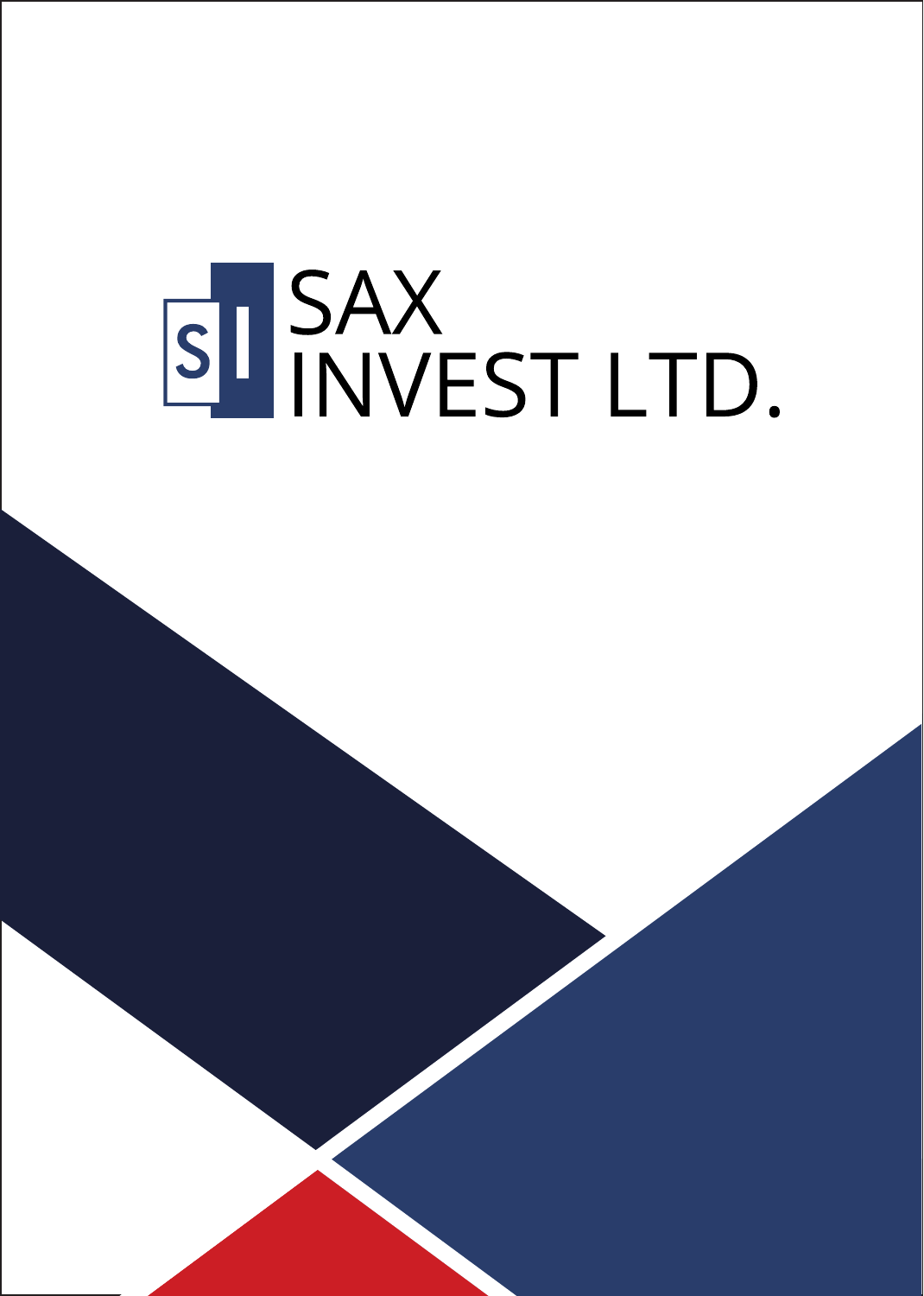# SAX INVEST LTD.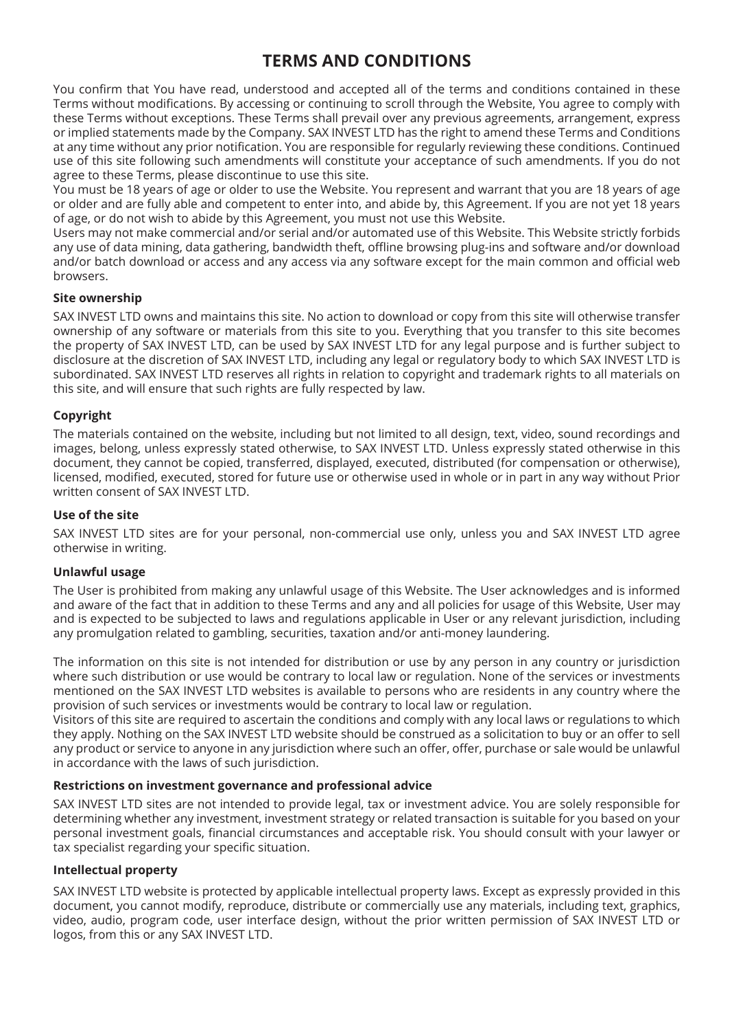# TERMS AND CONDITIONS

You confirm that You have read, understood and accepted all of the terms and conditions contained in these Terms without modifications. By accessing or continuing to scroll through the Website, You agree to comply with these Terms without exceptions. These Terms shall prevail over any previous agreements, arrangement, express or implied statements made by the Company. SAX INVEST LTD has the right to amend these Terms and Conditions at any time without any prior notification. You are responsible for regularly reviewing these conditions. Continued use of this site following such amendments will constitute your acceptance of such amendments. If you do not agree to these Terms, please discontinue to use this site.

You must be 18 years of age or older to use the Website. You represent and warrant that you are 18 years of age or older and are fully able and competent to enter into, and abide by, this Agreement. If you are not yet 18 years of age, or do not wish to abide by this Agreement, you must not use this Website.

Users may not make commercial and/or serial and/or automated use of this Website. This Website strictly forbids any use of data mining, data gathering, bandwidth theft, offline browsing plug-ins and software and/or download and/or batch download or access and any access via any software except for the main common and official web browsers.

**Site ownership**

SAX INVEST LTD owns and maintains this site. No action to download or copy from this site will otherwise transfer ownership of any software or materials from this site to you. Everything that you transfer to this site becomes the property of SAX INVEST LTD, can be used by SAX INVEST LTD for any legal purpose and is further subject to disclosure at the discretion of SAX INVEST LTD, including any legal or regulatory body to which SAX INVEST LTD is subordinated. SAX INVEST LTD reserves all rights in relation to copyright and trademark rights to all materials on this site, and will ensure that such rights are fully respected by law.

**Copyright**

The materials contained on the website, including but not limited to all design, text, video, sound recordings and images, belong, unless expressly stated otherwise, to SAX INVEST LTD. Unless expressly stated otherwise in this document, they cannot be copied, transferred, displayed, executed, distributed (for compensation or otherwise), licensed, modified, executed, stored for future use or otherwise used in whole or in part in any way without Prior written consent of SAX INVEST LTD.

**Use of the site**

SAX INVEST LTD sites are for your personal, non-commercial use only, unless you and SAX INVEST LTD agree otherwise in writing.

**Unlawful usage**

The User is prohibited from making any unlawful usage of this Website. The User acknowledges and is informed and aware of the fact that in addition to these Terms and any and all policies for usage of this Website, User may and is expected to be subjected to laws and regulations applicable in User or any relevant jurisdiction, including any promulgation related to gambling, securities, taxation and/or anti-money laundering.

The information on this site is not intended for distribution or use by any person in any country or jurisdiction where such distribution or use would be contrary to local law or regulation. None of the services or investments mentioned on the SAX INVEST LTD websites is available to persons who are residents in any country where the provision of such services or investments would be contrary to local law or regulation.

Visitors of this site are required to ascertain the conditions and comply with any local laws or regulations to which they apply. Nothing on the SAX INVEST LTD website should be construed as a solicitation to buy or an offer to sell any product or service to anyone in any jurisdiction where such an offer, offer, purchase or sale would be unlawful in accordance with the laws of such jurisdiction.

**Restrictions on investment governance and professional advice**

SAX INVEST LTD sites are not intended to provide legal, tax or investment advice. You are solely responsible for determining whether any investment, investment strategy or related transaction is suitable for you based on your personal investment goals, financial circumstances and acceptable risk. You should consult with your lawyer or tax specialist regarding your specific situation.

**Intellectual property**

SAX INVEST LTD website is protected by applicable intellectual property laws. Except as expressly provided in this document, you cannot modify, reproduce, distribute or commercially use any materials, including text, graphics, video, audio, program code, user interface design, without the prior written permission of SAX INVEST LTD or logos, from this or any SAX INVEST LTD.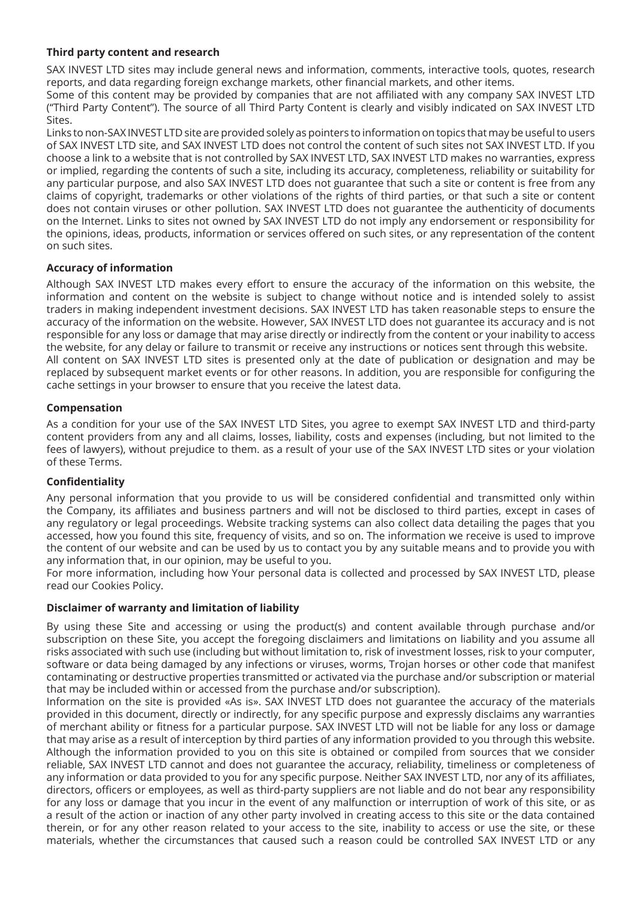**Third party content and research**

SAX INVEST LTD sites may include general news and information, comments, interactive tools, quotes, research reports, and data regarding foreign exchange markets, other financial markets, and other items.
Some of this content may be provided by companies that are not affiliated with any company SAX INVEST LTD ("Third Party Content"). The source of all Third Party Content is clearly and visibly indicated on SAX INVEST LTD Sites.
Links to non-SAX INVEST LTD site are provided solely as pointers to information on topics that may be useful to users of SAX INVEST LTD site, and SAX INVEST LTD does not control the content of such sites not SAX INVEST LTD. If you choose a link to a website that is not controlled by SAX INVEST LTD, SAX INVEST LTD makes no warranties, express or implied, regarding the contents of such a site, including its accuracy, completeness, reliability or suitability for any particular purpose, and also SAX INVEST LTD does not guarantee that such a site or content is free from any claims of copyright, trademarks or other violations of the rights of third parties, or that such a site or content does not contain viruses or other pollution. SAX INVEST LTD does not guarantee the authenticity of documents on the Internet. Links to sites not owned by SAX INVEST LTD do not imply any endorsement or responsibility for the opinions, ideas, products, information or services offered on such sites, or any representation of the content on such sites.

**Accuracy of information**

Although SAX INVEST LTD makes every effort to ensure the accuracy of the information on this website, the information and content on the website is subject to change without notice and is intended solely to assist traders in making independent investment decisions. SAX INVEST LTD has taken reasonable steps to ensure the accuracy of the information on the website. However, SAX INVEST LTD does not guarantee its accuracy and is not responsible for any loss or damage that may arise directly or indirectly from the content or your inability to access the website, for any delay or failure to transmit or receive any instructions or notices sent through this website.
All content on SAX INVEST LTD sites is presented only at the date of publication or designation and may be replaced by subsequent market events or for other reasons. In addition, you are responsible for configuring the cache settings in your browser to ensure that you receive the latest data.

**Compensation**

As a condition for your use of the SAX INVEST LTD Sites, you agree to exempt SAX INVEST LTD and third-party content providers from any and all claims, losses, liability, costs and expenses (including, but not limited to the fees of lawyers), without prejudice to them. as a result of your use of the SAX INVEST LTD sites or your violation of these Terms.

**Confidentiality**

Any personal information that you provide to us will be considered confidential and transmitted only within the Company, its affiliates and business partners and will not be disclosed to third parties, except in cases of any regulatory or legal proceedings. Website tracking systems can also collect data detailing the pages that you accessed, how you found this site, frequency of visits, and so on. The information we receive is used to improve the content of our website and can be used by us to contact you by any suitable means and to provide you with any information that, in our opinion, may be useful to you.
For more information, including how Your personal data is collected and processed by SAX INVEST LTD, please read our Cookies Policy.

**Disclaimer of warranty and limitation of liability**

By using these Site and accessing or using the product(s) and content available through purchase and/or subscription on these Site, you accept the foregoing disclaimers and limitations on liability and you assume all risks associated with such use (including but without limitation to, risk of investment losses, risk to your computer, software or data being damaged by any infections or viruses, worms, Trojan horses or other code that manifest contaminating or destructive properties transmitted or activated via the purchase and/or subscription or material that may be included within or accessed from the purchase and/or subscription).
Information on the site is provided «As is». SAX INVEST LTD does not guarantee the accuracy of the materials provided in this document, directly or indirectly, for any specific purpose and expressly disclaims any warranties of merchant ability or fitness for a particular purpose. SAX INVEST LTD will not be liable for any loss or damage that may arise as a result of interception by third parties of any information provided to you through this website. Although the information provided to you on this site is obtained or compiled from sources that we consider reliable, SAX INVEST LTD cannot and does not guarantee the accuracy, reliability, timeliness or completeness of any information or data provided to you for any specific purpose. Neither SAX INVEST LTD, nor any of its affiliates, directors, officers or employees, as well as third-party suppliers are not liable and do not bear any responsibility for any loss or damage that you incur in the event of any malfunction or interruption of work of this site, or as a result of the action or inaction of any other party involved in creating access to this site or the data contained therein, or for any other reason related to your access to the site, inability to access or use the site, or these materials, whether the circumstances that caused such a reason could be controlled SAX INVEST LTD or any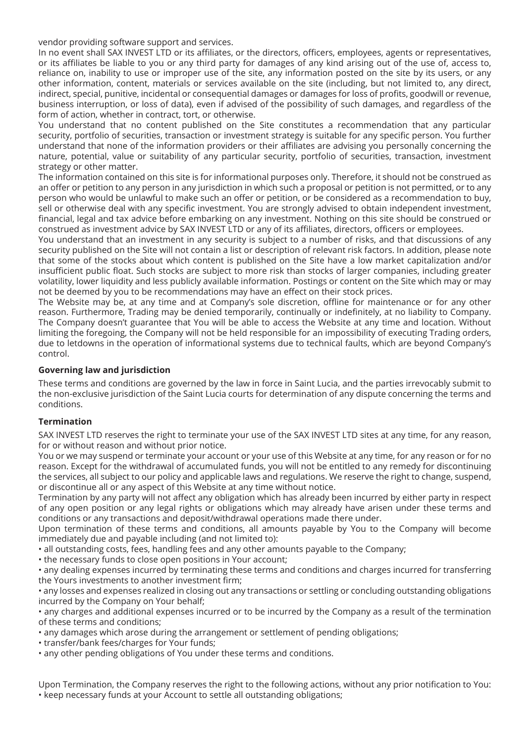vendor providing software support and services.

In no event shall SAX INVEST LTD or its affiliates, or the directors, officers, employees, agents or representatives, or its affiliates be liable to you or any third party for damages of any kind arising out of the use of, access to, reliance on, inability to use or improper use of the site, any information posted on the site by its users, or any other information, content, materials or services available on the site (including, but not limited to, any direct, indirect, special, punitive, incidental or consequential damages or damages for loss of profits, goodwill or revenue, business interruption, or loss of data), even if advised of the possibility of such damages, and regardless of the form of action, whether in contract, tort, or otherwise.

You understand that no content published on the Site constitutes a recommendation that any particular security, portfolio of securities, transaction or investment strategy is suitable for any specific person. You further understand that none of the information providers or their affiliates are advising you personally concerning the nature, potential, value or suitability of any particular security, portfolio of securities, transaction, investment strategy or other matter.

The information contained on this site is for informational purposes only. Therefore, it should not be construed as an offer or petition to any person in any jurisdiction in which such a proposal or petition is not permitted, or to any person who would be unlawful to make such an offer or petition, or be considered as a recommendation to buy, sell or otherwise deal with any specific investment. You are strongly advised to obtain independent investment, financial, legal and tax advice before embarking on any investment. Nothing on this site should be construed or construed as investment advice by SAX INVEST LTD or any of its affiliates, directors, officers or employees.

You understand that an investment in any security is subject to a number of risks, and that discussions of any security published on the Site will not contain a list or description of relevant risk factors. In addition, please note that some of the stocks about which content is published on the Site have a low market capitalization and/or insufficient public float. Such stocks are subject to more risk than stocks of larger companies, including greater volatility, lower liquidity and less publicly available information. Postings or content on the Site which may or may not be deemed by you to be recommendations may have an effect on their stock prices.

The Website may be, at any time and at Company's sole discretion, offline for maintenance or for any other reason. Furthermore, Trading may be denied temporarily, continually or indefinitely, at no liability to Company. The Company doesn't guarantee that You will be able to access the Website at any time and location. Without limiting the foregoing, the Company will not be held responsible for an impossibility of executing Trading orders, due to letdowns in the operation of informational systems due to technical faults, which are beyond Company's control.

**Governing law and jurisdiction**

These terms and conditions are governed by the law in force in Saint Lucia, and the parties irrevocably submit to the non-exclusive jurisdiction of the Saint Lucia courts for determination of any dispute concerning the terms and conditions.

**Termination**

SAX INVEST LTD reserves the right to terminate your use of the SAX INVEST LTD sites at any time, for any reason, for or without reason and without prior notice.

You or we may suspend or terminate your account or your use of this Website at any time, for any reason or for no reason. Except for the withdrawal of accumulated funds, you will not be entitled to any remedy for discontinuing the services, all subject to our policy and applicable laws and regulations. We reserve the right to change, suspend, or discontinue all or any aspect of this Website at any time without notice.

Termination by any party will not affect any obligation which has already been incurred by either party in respect of any open position or any legal rights or obligations which may already have arisen under these terms and conditions or any transactions and deposit/withdrawal operations made there under.

Upon termination of these terms and conditions, all amounts payable by You to the Company will become immediately due and payable including (and not limited to):

- all outstanding costs, fees, handling fees and any other amounts payable to the Company;
- the necessary funds to close open positions in Your account;
- any dealing expenses incurred by terminating these terms and conditions and charges incurred for transferring the Yours investments to another investment firm;
- any losses and expenses realized in closing out any transactions or settling or concluding outstanding obligations incurred by the Company on Your behalf;
- any charges and additional expenses incurred or to be incurred by the Company as a result of the termination of these terms and conditions;
- any damages which arose during the arrangement or settlement of pending obligations;
- transfer/bank fees/charges for Your funds;
- any other pending obligations of You under these terms and conditions.

Upon Termination, the Company reserves the right to the following actions, without any prior notification to You:

- keep necessary funds at your Account to settle all outstanding obligations;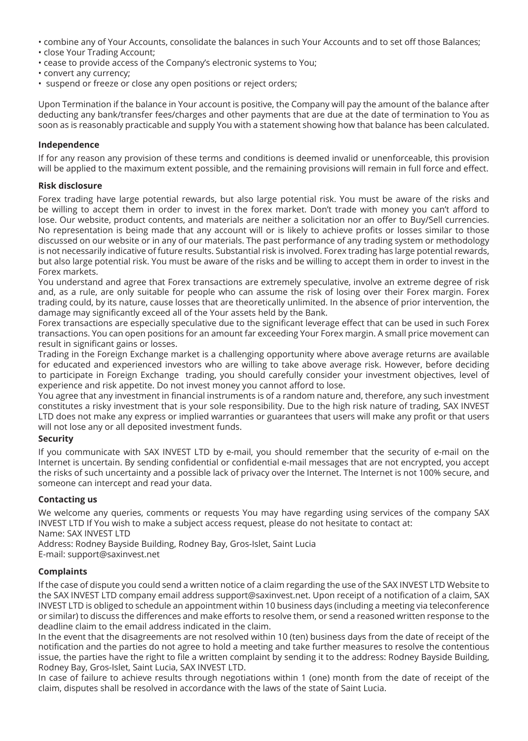- combine any of Your Accounts, consolidate the balances in such Your Accounts and to set off those Balances;
- close Your Trading Account;
- cease to provide access of the Company's electronic systems to You;
- convert any currency;
- suspend or freeze or close any open positions or reject orders;

Upon Termination if the balance in Your account is positive, the Company will pay the amount of the balance after deducting any bank/transfer fees/charges and other payments that are due at the date of termination to You as soon as is reasonably practicable and supply You with a statement showing how that balance has been calculated.

**Independence**

If for any reason any provision of these terms and conditions is deemed invalid or unenforceable, this provision will be applied to the maximum extent possible, and the remaining provisions will remain in full force and effect.

**Risk disclosure**

Forex trading have large potential rewards, but also large potential risk. You must be aware of the risks and be willing to accept them in order to invest in the forex market. Don't trade with money you can't afford to lose. Our website, product contents, and materials are neither a solicitation nor an offer to Buy/Sell currencies. No representation is being made that any account will or is likely to achieve profits or losses similar to those discussed on our website or in any of our materials. The past performance of any trading system or methodology is not necessarily indicative of future results. Substantial risk is involved. Forex trading has large potential rewards, but also large potential risk. You must be aware of the risks and be willing to accept them in order to invest in the Forex markets.

You understand and agree that Forex transactions are extremely speculative, involve an extreme degree of risk and, as a rule, are only suitable for people who can assume the risk of losing over their Forex margin. Forex trading could, by its nature, cause losses that are theoretically unlimited. In the absence of prior intervention, the damage may significantly exceed all of the Your assets held by the Bank.

Forex transactions are especially speculative due to the significant leverage effect that can be used in such Forex transactions. You can open positions for an amount far exceeding Your Forex margin. A small price movement can result in significant gains or losses.

Trading in the Foreign Exchange market is a challenging opportunity where above average returns are available for educated and experienced investors who are willing to take above average risk. However, before deciding to participate in Foreign Exchange trading, you should carefully consider your investment objectives, level of experience and risk appetite. Do not invest money you cannot afford to lose.

You agree that any investment in financial instruments is of a random nature and, therefore, any such investment constitutes a risky investment that is your sole responsibility. Due to the high risk nature of trading, SAX INVEST LTD does not make any express or implied warranties or guarantees that users will make any profit or that users will not lose any or all deposited investment funds.

**Security**

If you communicate with SAX INVEST LTD by e-mail, you should remember that the security of e-mail on the Internet is uncertain. By sending confidential or confidential e-mail messages that are not encrypted, you accept the risks of such uncertainty and a possible lack of privacy over the Internet. The Internet is not 100% secure, and someone can intercept and read your data.

**Contacting us**

We welcome any queries, comments or requests You may have regarding using services of the company SAX INVEST LTD If You wish to make a subject access request, please do not hesitate to contact at:
Name: SAX INVEST LTD
Address: Rodney Bayside Building, Rodney Bay, Gros-Islet, Saint Lucia
E-mail: support@saxinvest.net

**Complaints**

If the case of dispute you could send a written notice of a claim regarding the use of the SAX INVEST LTD Website to the SAX INVEST LTD company email address support@saxinvest.net. Upon receipt of a notification of a claim, SAX INVEST LTD is obliged to schedule an appointment within 10 business days (including a meeting via teleconference or similar) to discuss the differences and make efforts to resolve them, or send a reasoned written response to the deadline claim to the email address indicated in the claim.

In the event that the disagreements are not resolved within 10 (ten) business days from the date of receipt of the notification and the parties do not agree to hold a meeting and take further measures to resolve the contentious issue, the parties have the right to file a written complaint by sending it to the address: Rodney Bayside Building, Rodney Bay, Gros-Islet, Saint Lucia, SAX INVEST LTD.

In case of failure to achieve results through negotiations within 1 (one) month from the date of receipt of the claim, disputes shall be resolved in accordance with the laws of the state of Saint Lucia.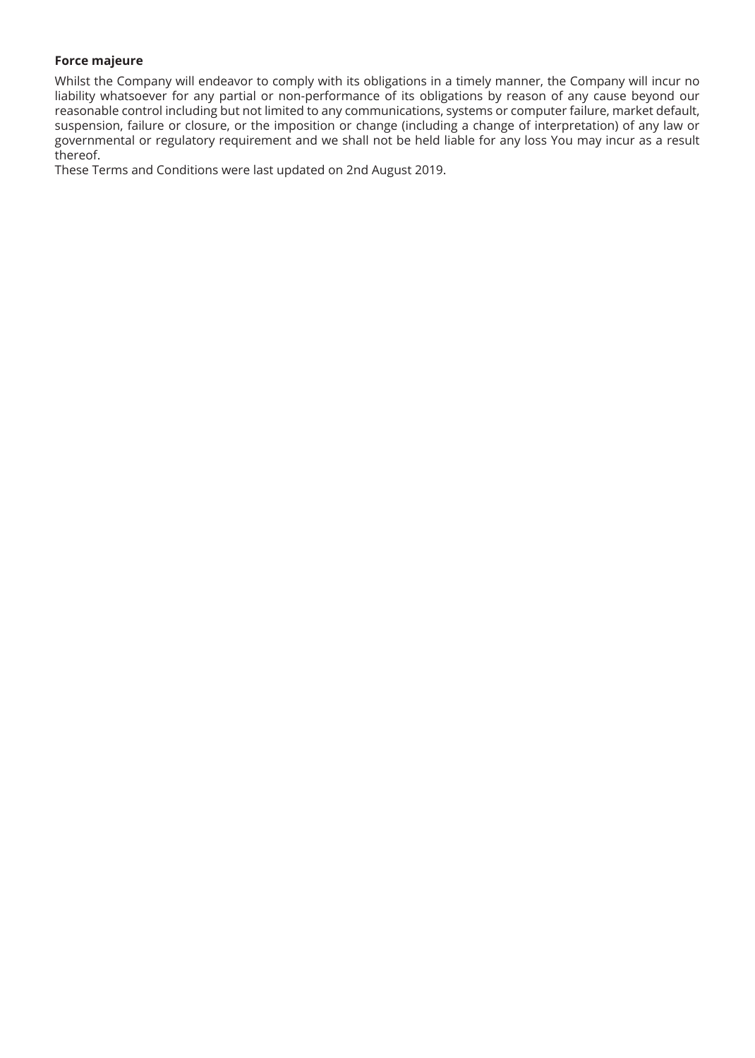**Force majeure**

Whilst the Company will endeavor to comply with its obligations in a timely manner, the Company will incur no liability whatsoever for any partial or non-performance of its obligations by reason of any cause beyond our reasonable control including but not limited to any communications, systems or computer failure, market default, suspension, failure or closure, or the imposition or change (including a change of interpretation) of any law or governmental or regulatory requirement and we shall not be held liable for any loss You may incur as a result thereof.

These Terms and Conditions were last updated on 2nd August 2019.